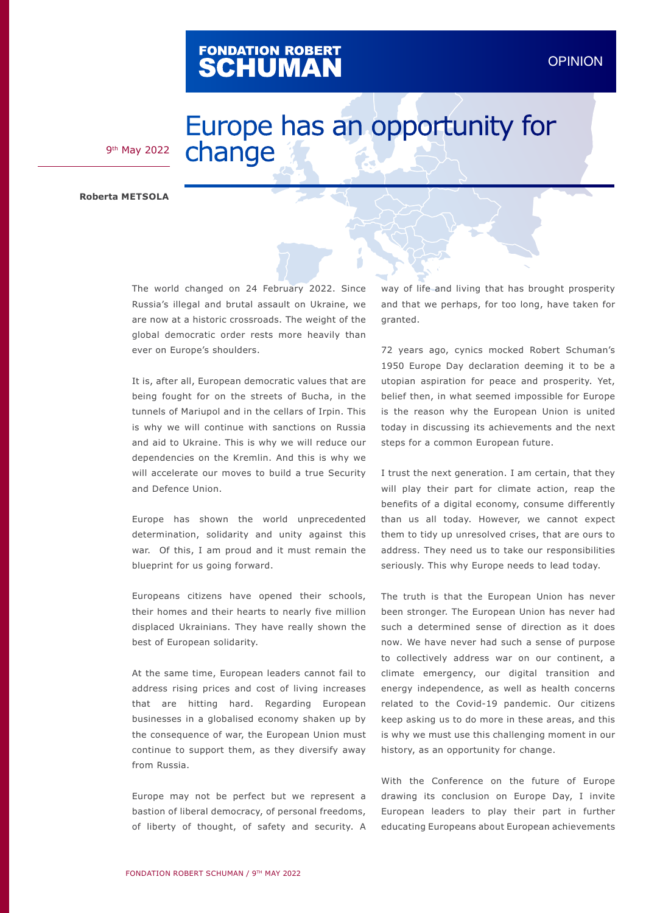FONDATION ROBERT SCHUMAN

OPINION

# Europe has an opportunity for change

9th May 2022

**Roberta METSOLA**

The world changed on 24 February 2022. Since Russia's illegal and brutal assault on Ukraine, we are now at a historic crossroads. The weight of the global democratic order rests more heavily than ever on Europe's shoulders.

It is, after all, European democratic values that are being fought for on the streets of Bucha, in the tunnels of Mariupol and in the cellars of Irpin. This is why we will continue with sanctions on Russia and aid to Ukraine. This is why we will reduce our dependencies on the Kremlin. And this is why we will accelerate our moves to build a true Security and Defence Union.

Europe has shown the world unprecedented determination, solidarity and unity against this war. Of this, I am proud and it must remain the blueprint for us going forward.

Europeans citizens have opened their schools, their homes and their hearts to nearly five million displaced Ukrainians. They have really shown the best of European solidarity.

At the same time, European leaders cannot fail to address rising prices and cost of living increases that are hitting hard. Regarding European businesses in a globalised economy shaken up by the consequence of war, the European Union must continue to support them, as they diversify away from Russia.

Europe may not be perfect but we represent a bastion of liberal democracy, of personal freedoms, of liberty of thought, of safety and security. A way of life and living that has brought prosperity and that we perhaps, for too long, have taken for granted.

72 years ago, cynics mocked Robert Schuman's 1950 Europe Day declaration deeming it to be a utopian aspiration for peace and prosperity. Yet, belief then, in what seemed impossible for Europe is the reason why the European Union is united today in discussing its achievements and the next steps for a common European future.

I trust the next generation. I am certain, that they will play their part for climate action, reap the benefits of a digital economy, consume differently than us all today. However, we cannot expect them to tidy up unresolved crises, that are ours to address. They need us to take our responsibilities seriously. This why Europe needs to lead today.

The truth is that the European Union has never been stronger. The European Union has never had such a determined sense of direction as it does now. We have never had such a sense of purpose to collectively address war on our continent, a climate emergency, our digital transition and energy independence, as well as health concerns related to the Covid-19 pandemic. Our citizens keep asking us to do more in these areas, and this is why we must use this challenging moment in our history, as an opportunity for change.

With the Conference on the future of Europe drawing its conclusion on Europe Day, I invite European leaders to play their part in further educating Europeans about European achievements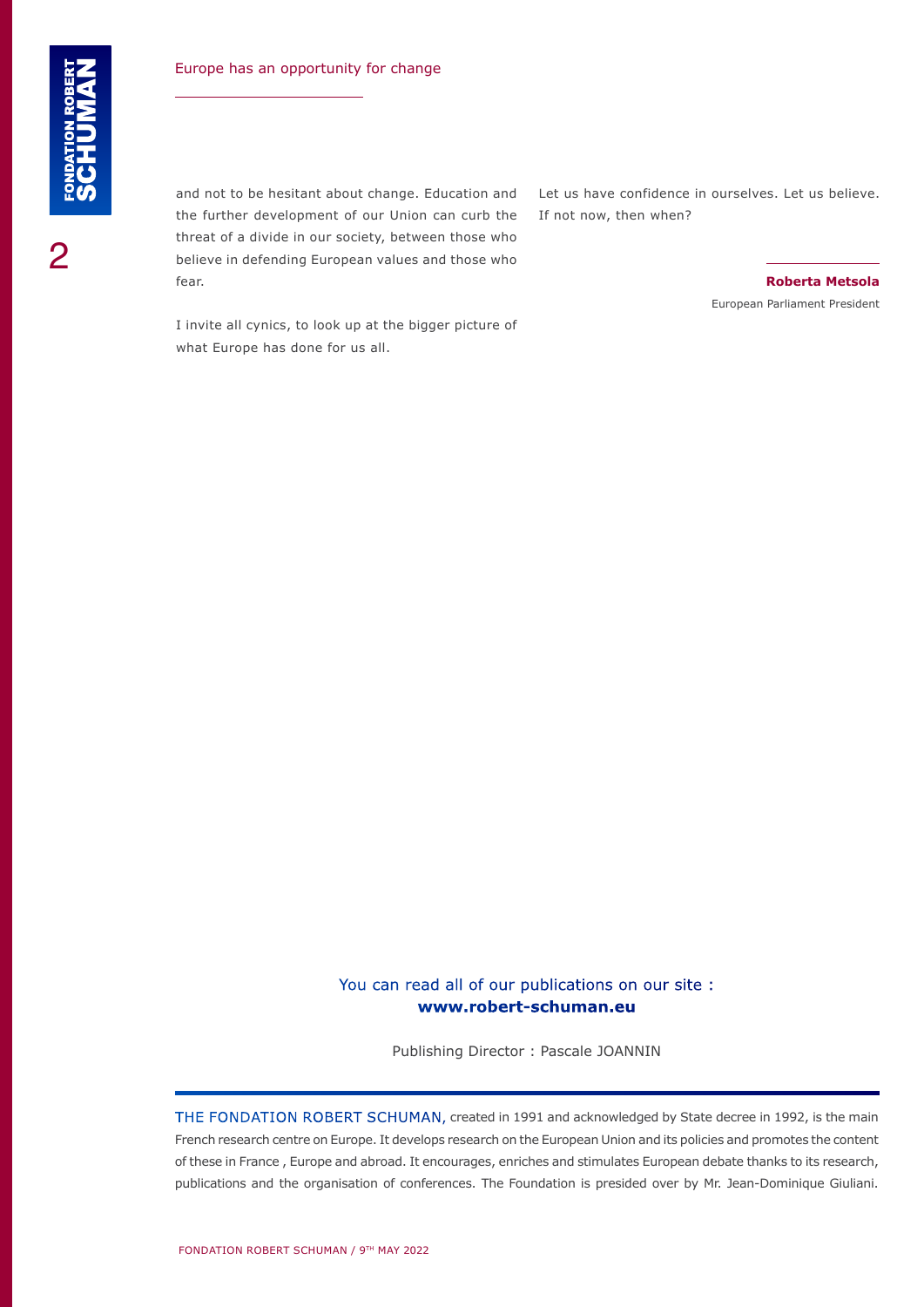and not to be hesitant about change. Education and the further development of our Union can curb the threat of a divide in our society, between those who believe in defending European values and those who fear.

I invite all cynics, to look up at the bigger picture of what Europe has done for us all.

Let us have confidence in ourselves. Let us believe. If not now, then when?

**Roberta Metsola**

European Parliament President

You can read all of our publications on our site :
**www.robert-schuman.eu**

Publishing Director : Pascale JOANNIN

THE FONDATION ROBERT SCHUMAN, created in 1991 and acknowledged by State decree in 1992, is the main French research centre on Europe. It develops research on the European Union and its policies and promotes the content of these in France , Europe and abroad. It encourages, enriches and stimulates European debate thanks to its research, publications and the organisation of conferences. The Foundation is presided over by Mr. Jean-Dominique Giuliani.